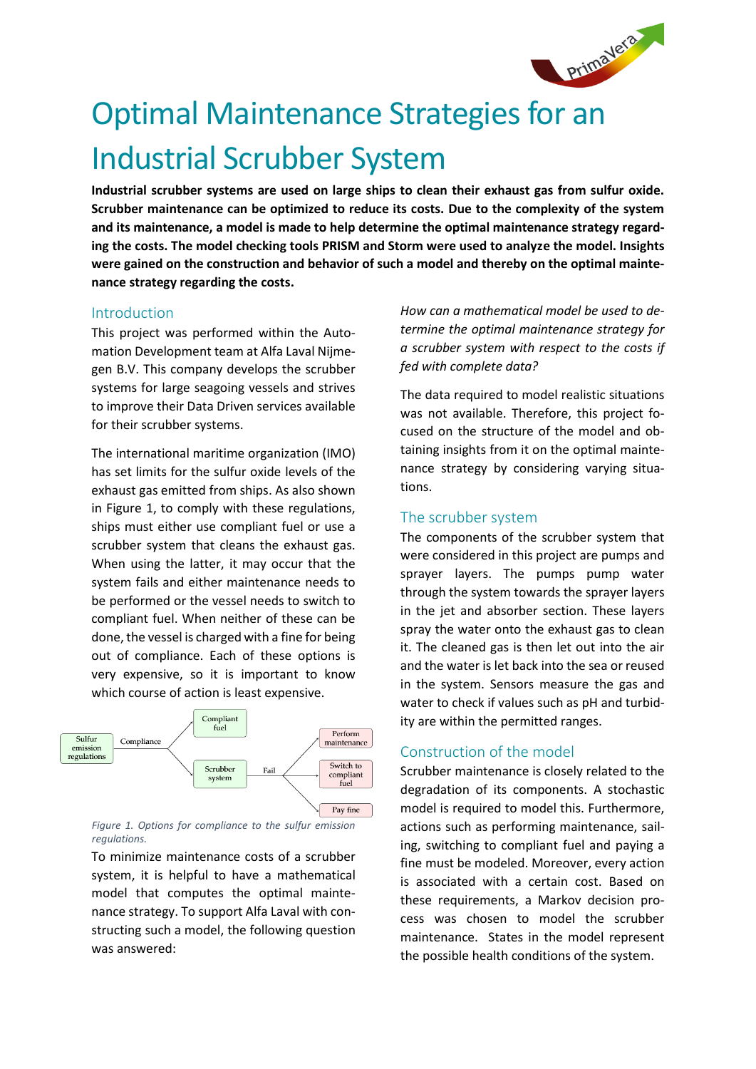// Optimal Maintenance Strategies for an Industrial Scrubber System

# Optimal Maintenance Strategies for an Industrial Scrubber System

**Industrial scrubber systems are used on large ships to clean their exhaust gas from sulfur oxide. Scrubber maintenance can be optimized to reduce its costs. Due to the complexity of the system and its maintenance, a model is made to help determine the optimal maintenance strategy regarding the costs. The model checking tools PRISM and Storm were used to analyze the model. Insights were gained on the construction and behavior of such a model and thereby on the optimal maintenance strategy regarding the costs.**

## Introduction

This project was performed within the Automation Development team at Alfa Laval Nijmegen B.V. This company develops the scrubber systems for large seagoing vessels and strives to improve their Data Driven services available for their scrubber systems.

The international maritime organization (IMO) has set limits for the sulfur oxide levels of the exhaust gas emitted from ships. As also shown in Figure 1, to comply with these regulations, ships must either use compliant fuel or use a scrubber system that cleans the exhaust gas. When using the latter, it may occur that the system fails and either maintenance needs to be performed or the vessel needs to switch to compliant fuel. When neither of these can be done, the vessel is charged with a fine for being out of compliance. Each of these options is very expensive, so it is important to know which course of action is least expensive.

Sulfur emission regulations → Compliance → Compliant fuel / Scrubber system → Fail → Perform maintenance / Switch to compliant fuel / Pay fine

*Figure 1. Options for compliance to the sulfur emission regulations.*

To minimize maintenance costs of a scrubber system, it is helpful to have a mathematical model that computes the optimal maintenance strategy. To support Alfa Laval with constructing such a model, the following question was answered:

*How can a mathematical model be used to determine the optimal maintenance strategy for a scrubber system with respect to the costs if fed with complete data?*

The data required to model realistic situations was not available. Therefore, this project focused on the structure of the model and obtaining insights from it on the optimal maintenance strategy by considering varying situations.

## The scrubber system

The components of the scrubber system that were considered in this project are pumps and sprayer layers. The pumps pump water through the system towards the sprayer layers in the jet and absorber section. These layers spray the water onto the exhaust gas to clean it. The cleaned gas is then let out into the air and the water is let back into the sea or reused in the system. Sensors measure the gas and water to check if values such as pH and turbidity are within the permitted ranges.

## Construction of the model

Scrubber maintenance is closely related to the degradation of its components. A stochastic model is required to model this. Furthermore, actions such as performing maintenance, sailing, switching to compliant fuel and paying a fine must be modeled. Moreover, every action is associated with a certain cost. Based on these requirements, a Markov decision process was chosen to model the scrubber maintenance. States in the model represent the possible health conditions of the system.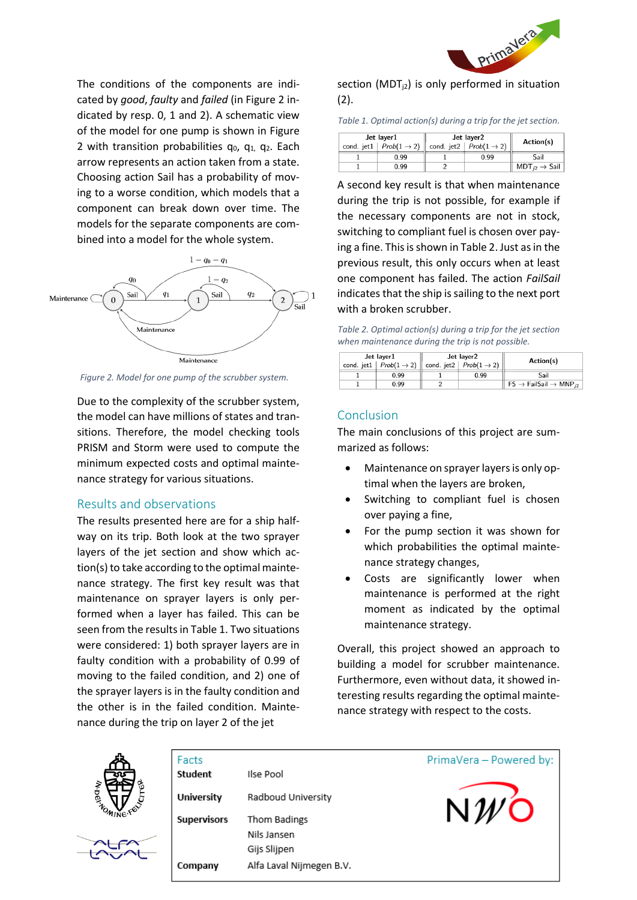The conditions of the components are indicated by *good*, *faulty* and *failed* (in Figure 2 indicated by resp. 0, 1 and 2). A schematic view of the model for one pump is shown in Figure 2 with transition probabilities $q_0$, $q_1$, $q_2$. Each arrow represents an action taken from a state. Choosing action Sail has a probability of moving to a worse condition, which models that a component can break down over time. The models for the separate components are combined into a model for the whole system.

$1 - q_0 - q_1$

$q_0$

$1 - q_2$

Maintenance

0

Sail

$q_1$

1

Sail

$q_2$

2

1

Sail

Maintenance

Maintenance

*Figure 2. Model for one pump of the scrubber system.*

Due to the complexity of the scrubber system, the model can have millions of states and transitions. Therefore, the model checking tools PRISM and Storm were used to compute the minimum expected costs and optimal maintenance strategy for various situations.

## Results and observations

The results presented here are for a ship halfway on its trip. Both look at the two sprayer layers of the jet section and show which action(s) to take according to the optimal maintenance strategy. The first key result was that maintenance on sprayer layers is only performed when a layer has failed. This can be seen from the results in Table 1. Two situations were considered: 1) both sprayer layers are in faulty condition with a probability of 0.99 of moving to the failed condition, and 2) one of the sprayer layers is in the faulty condition and the other is in the failed condition. Maintenance during the trip on layer 2 of the jet section ($MDT_{j2}$) is only performed in situation (2).

*Table 1. Optimal action(s) during a trip for the jet section.*

| Jet layer1 | | Jet layer2 | | Action(s) |
|---|---|---|---|---|
| cond. jet1 | $Prob(1 \to 2)$ | cond. jet2 | $Prob(1 \to 2)$ | |
| 1 | 0.99 | 1 | 0.99 | Sail |
| 1 | 0.99 | 2 | | $MDT_{j2} \to$ Sail |

A second key result is that when maintenance during the trip is not possible, for example if the necessary components are not in stock, switching to compliant fuel is chosen over paying a fine. This is shown in Table 2. Just as in the previous result, this only occurs when at least one component has failed. The action *FailSail* indicates that the ship is sailing to the next port with a broken scrubber.

*Table 2. Optimal action(s) during a trip for the jet section when maintenance during the trip is not possible.*

| Jet layer1 | | Jet layer2 | | Action(s) |
|---|---|---|---|---|
| cond. jet1 | $Prob(1 \to 2)$ | cond. jet2 | $Prob(1 \to 2)$ | |
| 1 | 0.99 | 1 | 0.99 | Sail |
| 1 | 0.99 | 2 | | FS $\to$ FailSail $\to$ $MNP_{j2}$ |

## Conclusion

The main conclusions of this project are summarized as follows:

- Maintenance on sprayer layers is only optimal when the layers are broken,
- Switching to compliant fuel is chosen over paying a fine,
- For the pump section it was shown for which probabilities the optimal maintenance strategy changes,
- Costs are significantly lower when maintenance is performed at the right moment as indicated by the optimal maintenance strategy.

Overall, this project showed an approach to building a model for scrubber maintenance. Furthermore, even without data, it showed interesting results regarding the optimal maintenance strategy with respect to the costs.

| Facts | | PrimaVera – Powered by: |
|---|---|---|
| **Student** | Ilse Pool | NWO |
| **University** | Radboud University | |
| **Supervisors** | Thom Badings | |
| | Nils Jansen | |
| | Gijs Slijpen | |
| **Company** | Alfa Laval Nijmegen B.V. | |